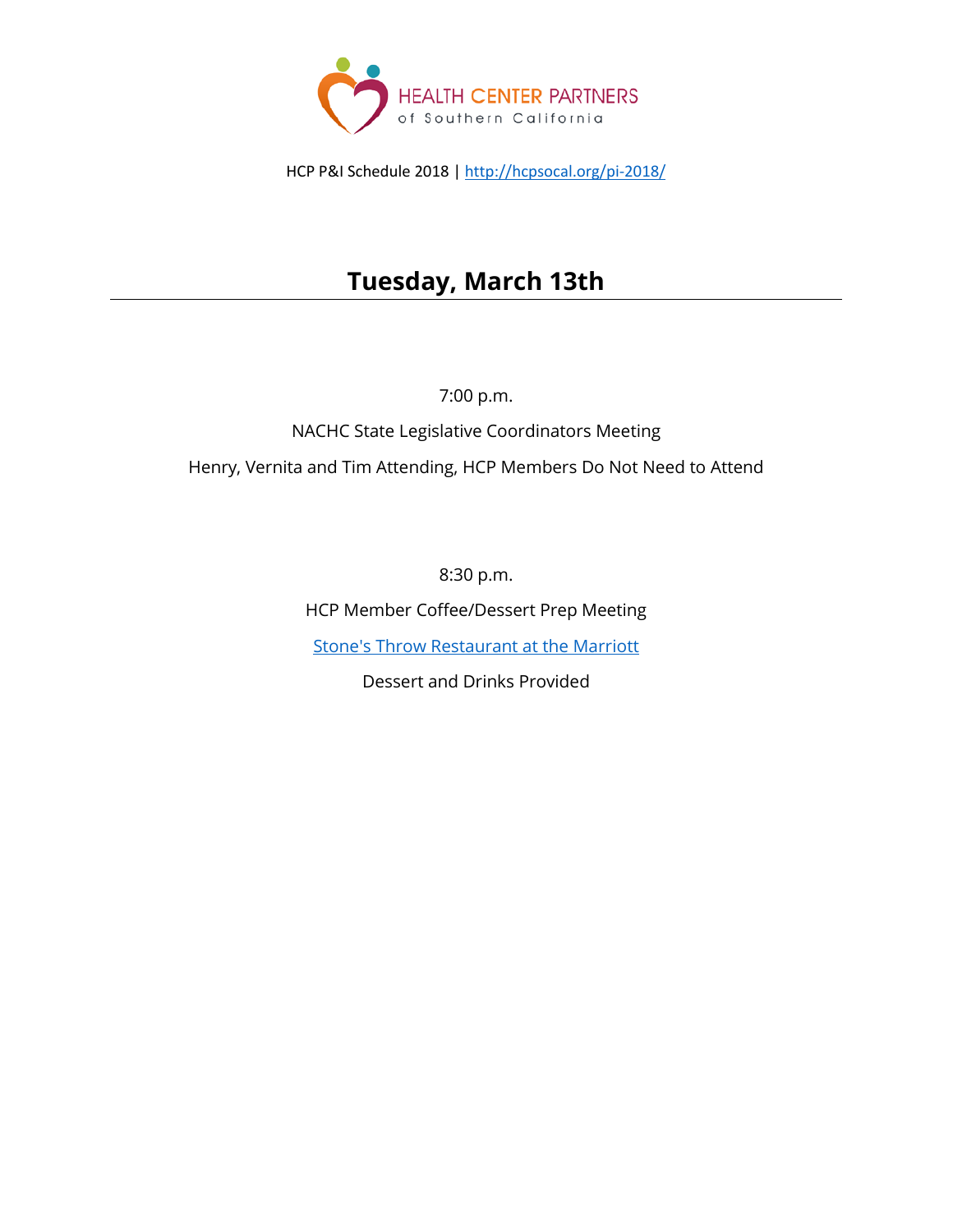HEALTH CENTER PARTNERS of Southern California

HCP P&I Schedule 2018 | [http://hcpsocal.org/pi-2018/](http://hcpsocal.org/pi-2018/)

## Tuesday, March 13th

7:00 p.m.

NACHC State Legislative Coordinators Meeting

Henry, Vernita and Tim Attending, HCP Members Do Not Need to Attend

8:30 p.m.

HCP Member Coffee/Dessert Prep Meeting

[Stone's Throw Restaurant at the Marriott]()

Dessert and Drinks Provided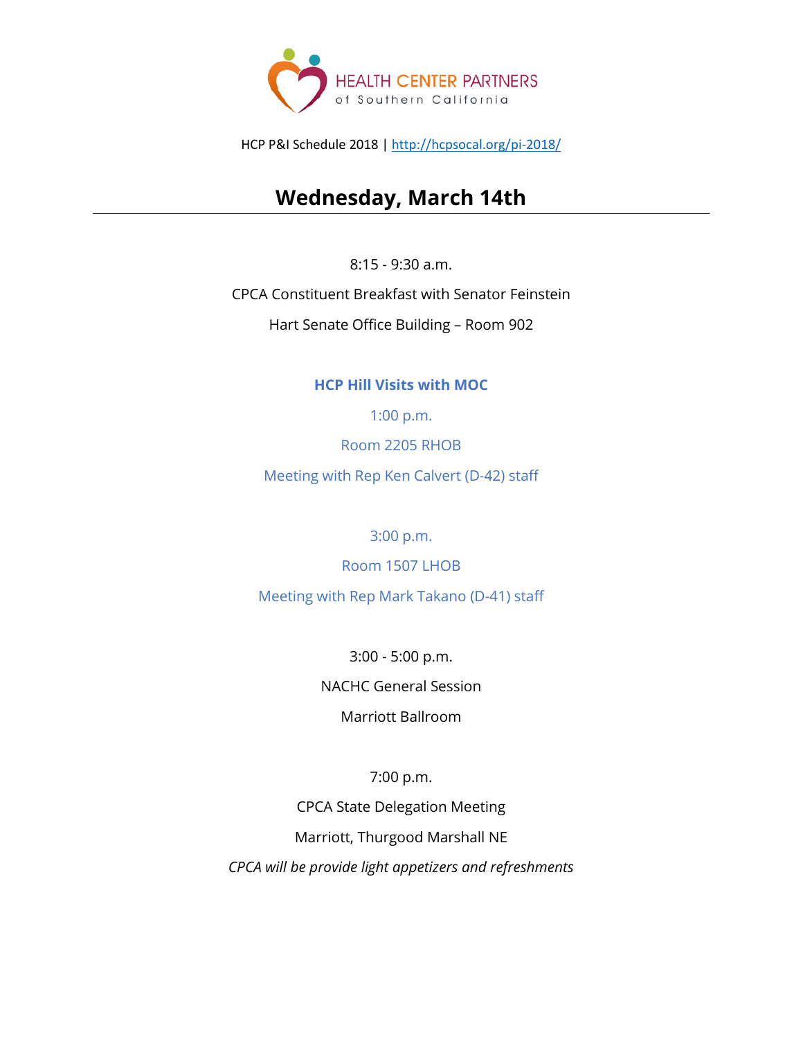HEALTH CENTER PARTNERS of Southern California

HCP P&I Schedule 2018 | http://hcpsocal.org/pi-2018/

## Wednesday, March 14th

---

8:15 - 9:30 a.m.

CPCA Constituent Breakfast with Senator Feinstein

Hart Senate Office Building – Room 902

**HCP Hill Visits with MOC**

1:00 p.m.

Room 2205 RHOB

Meeting with Rep Ken Calvert (D-42) staff

3:00 p.m.

Room 1507 LHOB

Meeting with Rep Mark Takano (D-41) staff

3:00 - 5:00 p.m.

NACHC General Session

Marriott Ballroom

7:00 p.m.

CPCA State Delegation Meeting

Marriott, Thurgood Marshall NE

*CPCA will be provide light appetizers and refreshments*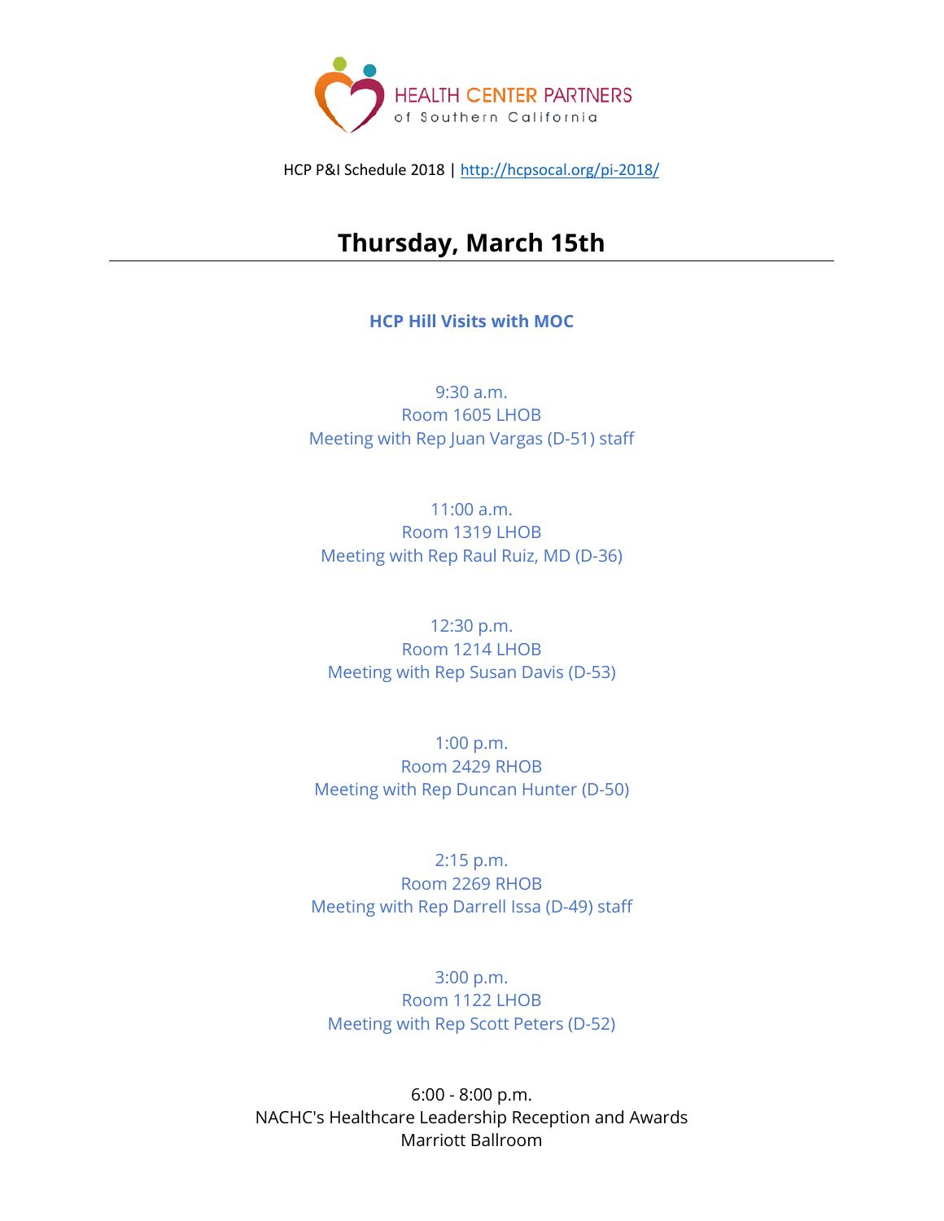HEALTH CENTER PARTNERS of Southern California

HCP P&I Schedule 2018 | http://hcpsocal.org/pi-2018/

## Thursday, March 15th

### HCP Hill Visits with MOC

9:30 a.m.
Room 1605 LHOB
Meeting with Rep Juan Vargas (D-51) staff

11:00 a.m.
Room 1319 LHOB
Meeting with Rep Raul Ruiz, MD (D-36)

12:30 p.m.
Room 1214 LHOB
Meeting with Rep Susan Davis (D-53)

1:00 p.m.
Room 2429 RHOB
Meeting with Rep Duncan Hunter (D-50)

2:15 p.m.
Room 2269 RHOB
Meeting with Rep Darrell Issa (D-49) staff

3:00 p.m.
Room 1122 LHOB
Meeting with Rep Scott Peters (D-52)

6:00 - 8:00 p.m.
NACHC's Healthcare Leadership Reception and Awards
Marriott Ballroom